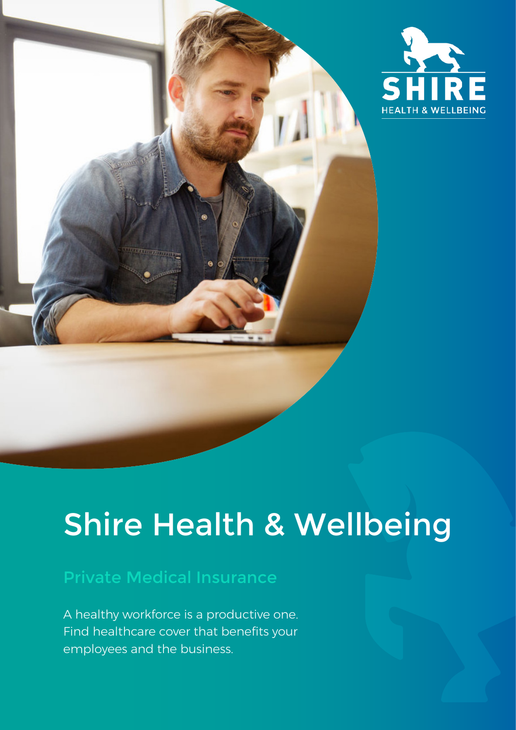# Shire Health & Wellbeing

## Private Medical Insurance

A healthy workforce is a productive one. Find healthcare cover that benefits your employees and the business.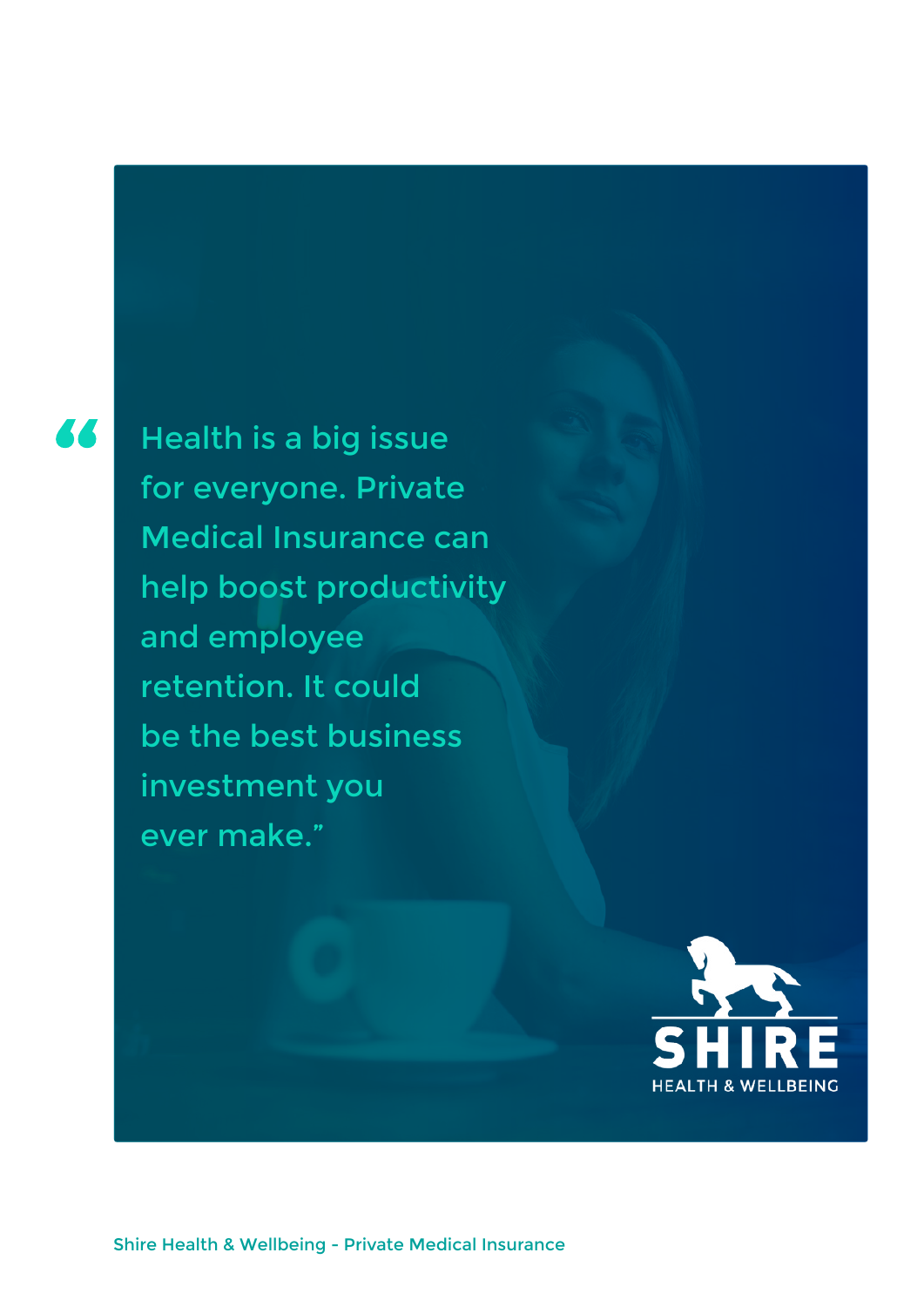"Health is a big issue for everyone. Private Medical Insurance can help boost productivity and employee retention. It could be the best business investment you ever make."

SHIRE
HEALTH & WELLBEING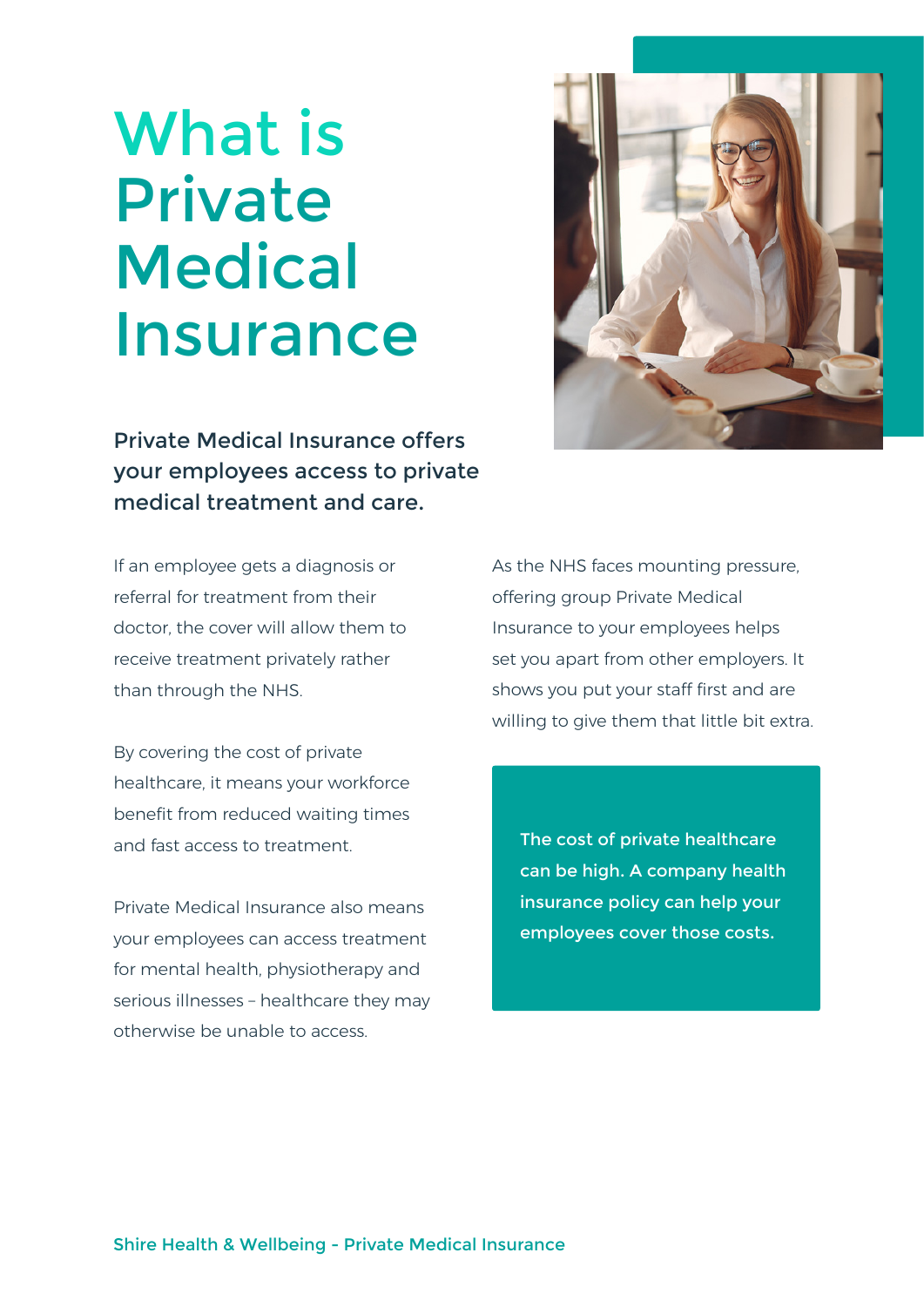# What is Private Medical Insurance

**Private Medical Insurance offers your employees access to private medical treatment and care.**

If an employee gets a diagnosis or referral for treatment from their doctor, the cover will allow them to receive treatment privately rather than through the NHS.

By covering the cost of private healthcare, it means your workforce benefit from reduced waiting times and fast access to treatment.

Private Medical Insurance also means your employees can access treatment for mental health, physiotherapy and serious illnesses – healthcare they may otherwise be unable to access.

As the NHS faces mounting pressure, offering group Private Medical Insurance to your employees helps set you apart from other employers. It shows you put your staff first and are willing to give them that little bit extra.

**The cost of private healthcare can be high. A company health insurance policy can help your employees cover those costs.**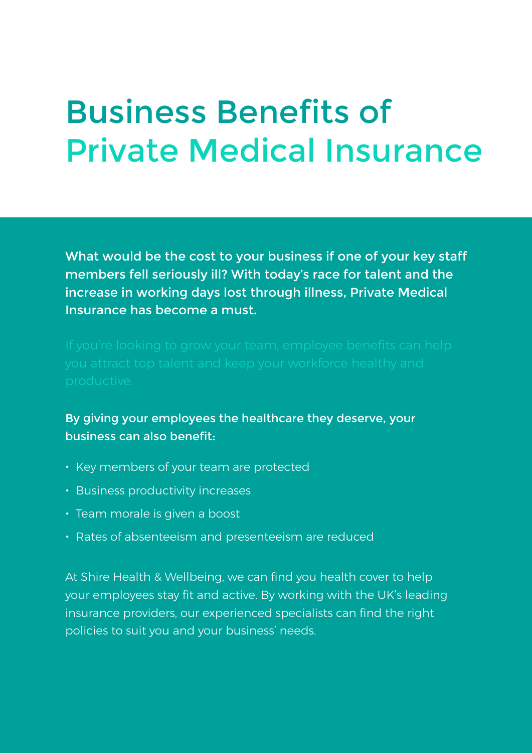# Business Benefits of Private Medical Insurance

**What would be the cost to your business if one of your key staff members fell seriously ill? With today's race for talent and the increase in working days lost through illness, Private Medical Insurance has become a must.**

If you're looking to grow your team, employee benefits can help you attract top talent and keep your workforce healthy and productive.

**By giving your employees the healthcare they deserve, your business can also benefit:**

- Key members of your team are protected
- Business productivity increases
- Team morale is given a boost
- Rates of absenteeism and presenteeism are reduced

At Shire Health & Wellbeing, we can find you health cover to help your employees stay fit and active. By working with the UK's leading insurance providers, our experienced specialists can find the right policies to suit you and your business' needs.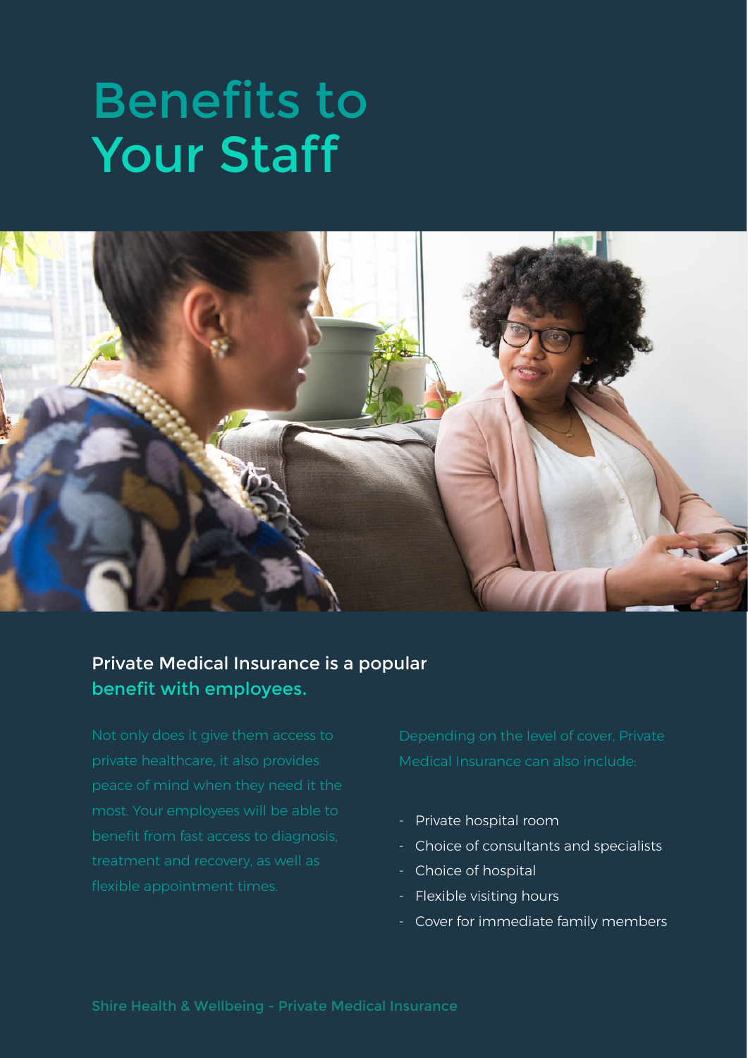# Benefits to Your Staff

## Private Medical Insurance is a popular benefit with employees.

Not only does it give them access to private healthcare, it also provides peace of mind when they need it the most. Your employees will be able to benefit from fast access to diagnosis, treatment and recovery, as well as flexible appointment times.

Depending on the level of cover, Private Medical Insurance can also include:

- Private hospital room
- Choice of consultants and specialists
- Choice of hospital
- Flexible visiting hours
- Cover for immediate family members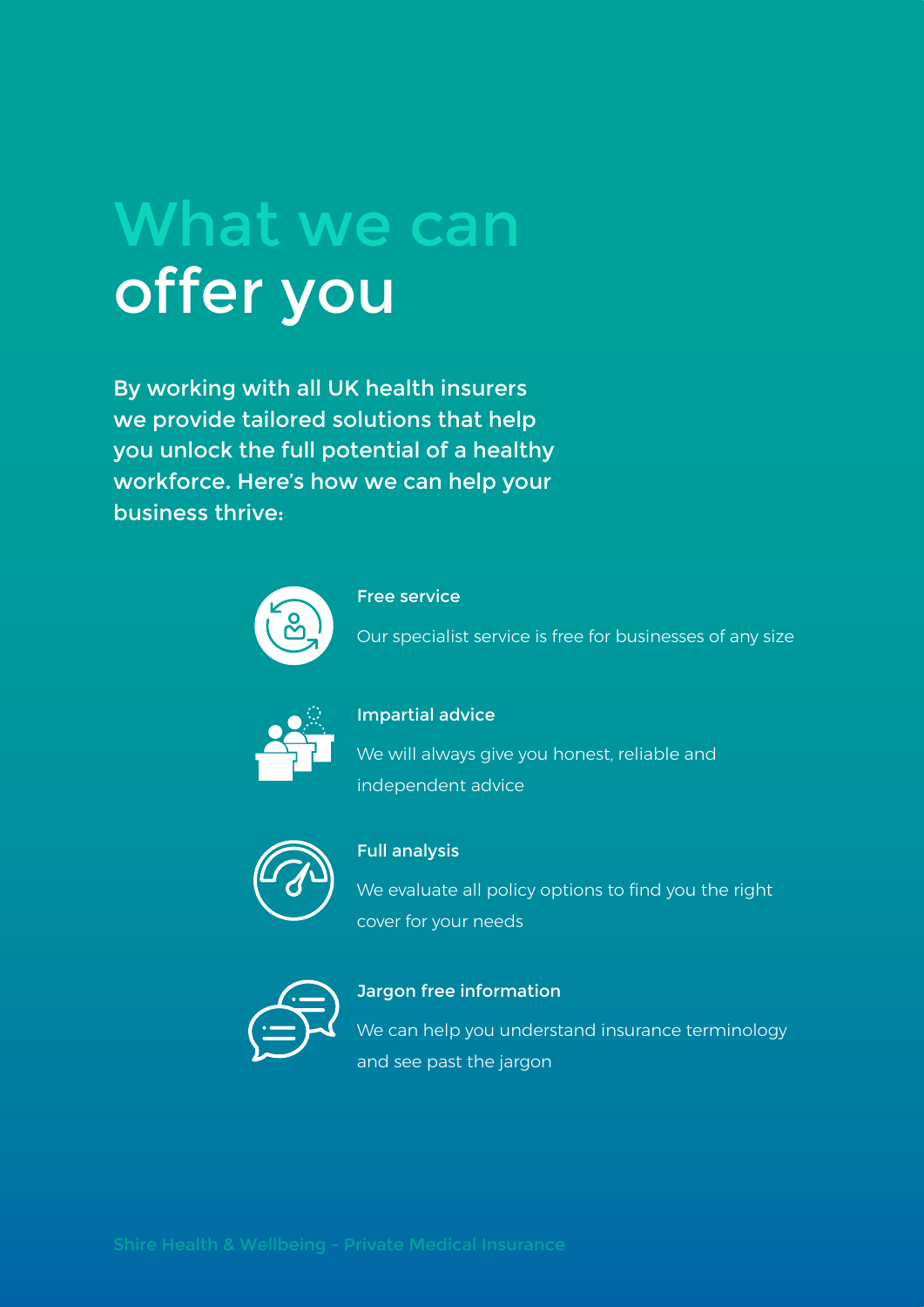# What we can offer you

By working with all UK health insurers we provide tailored solutions that help you unlock the full potential of a healthy workforce. Here's how we can help your business thrive:

### Free service

Our specialist service is free for businesses of any size

### Impartial advice

We will always give you honest, reliable and independent advice

### Full analysis

We evaluate all policy options to find you the right cover for your needs

### Jargon free information

We can help you understand insurance terminology and see past the jargon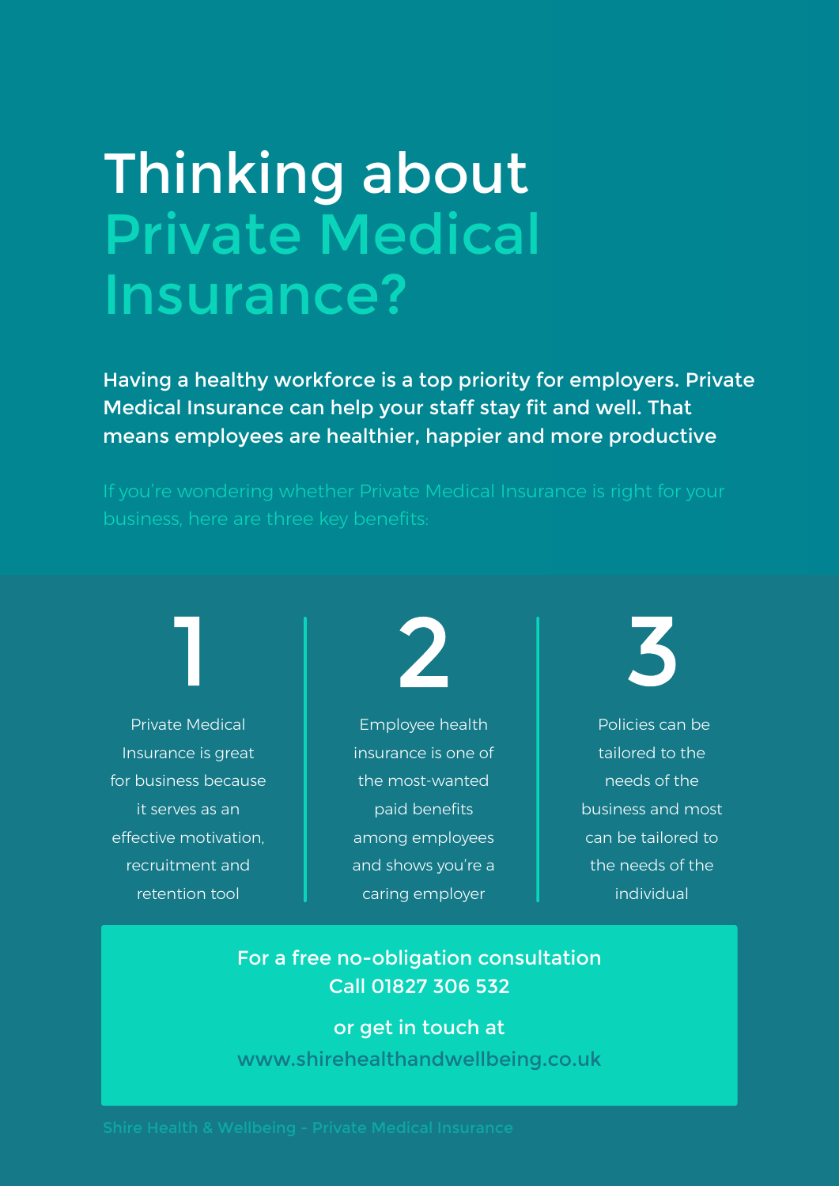# Thinking about Private Medical Insurance?

**Having a healthy workforce is a top priority for employers. Private Medical Insurance can help your staff stay fit and well. That means employees are healthier, happier and more productive**

If you're wondering whether Private Medical Insurance is right for your business, here are three key benefits:

## 1

Private Medical Insurance is great for business because it serves as an effective motivation, recruitment and retention tool

## 2

Employee health insurance is one of the most-wanted paid benefits among employees and shows you're a caring employer

## 3

Policies can be tailored to the needs of the business and most can be tailored to the needs of the individual

For a free no-obligation consultation
Call 01827 306 532

or get in touch at
www.shirehealthandwellbeing.co.uk

Shire Health & Wellbeing - Private Medical Insurance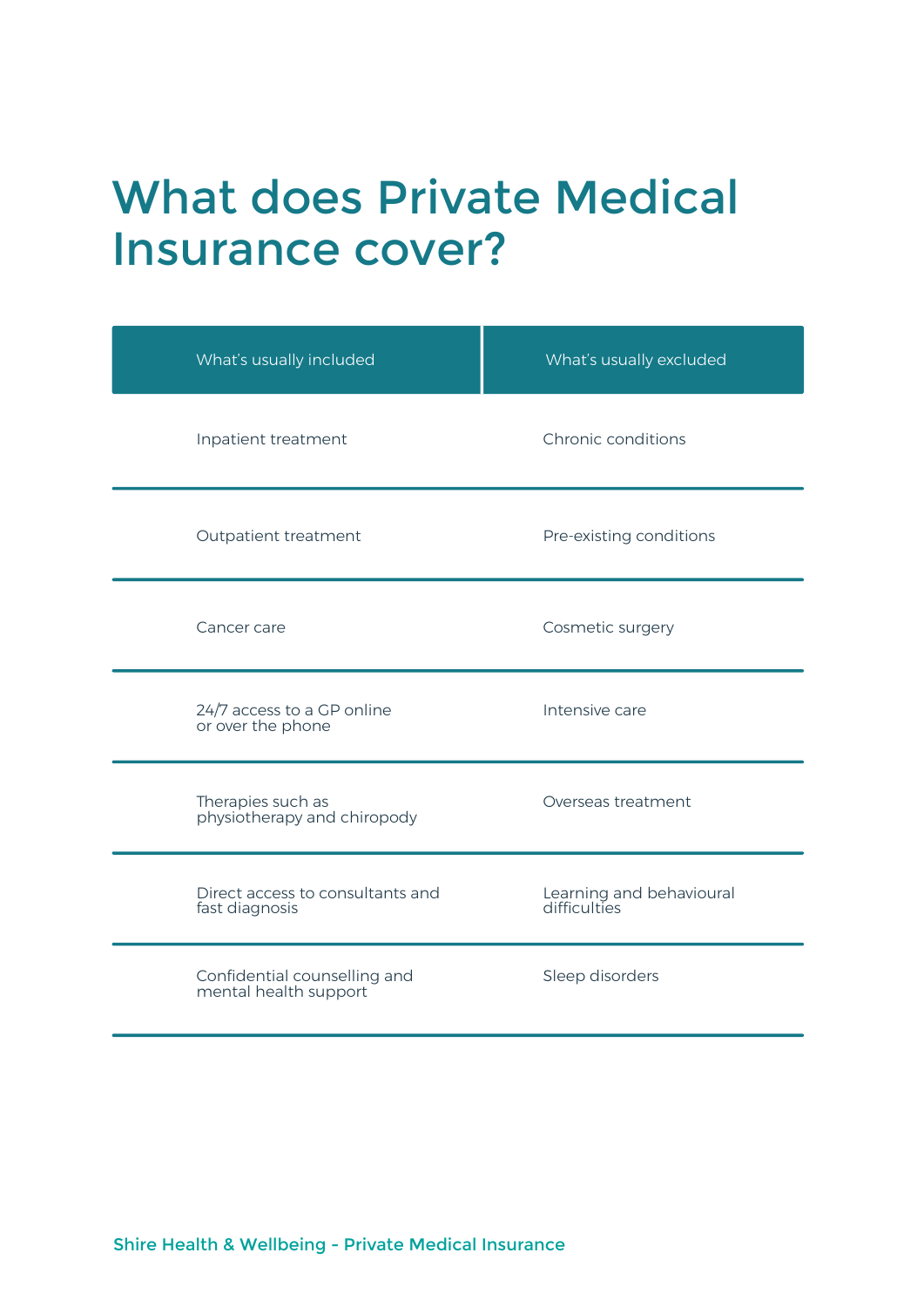# What does Private Medical Insurance cover?

| What's usually included | What's usually excluded |
| --- | --- |
| Inpatient treatment | Chronic conditions |
| Outpatient treatment | Pre-existing conditions |
| Cancer care | Cosmetic surgery |
| 24/7 access to a GP online or over the phone | Intensive care |
| Therapies such as physiotherapy and chiropody | Overseas treatment |
| Direct access to consultants and fast diagnosis | Learning and behavioural difficulties |
| Confidential counselling and mental health support | Sleep disorders |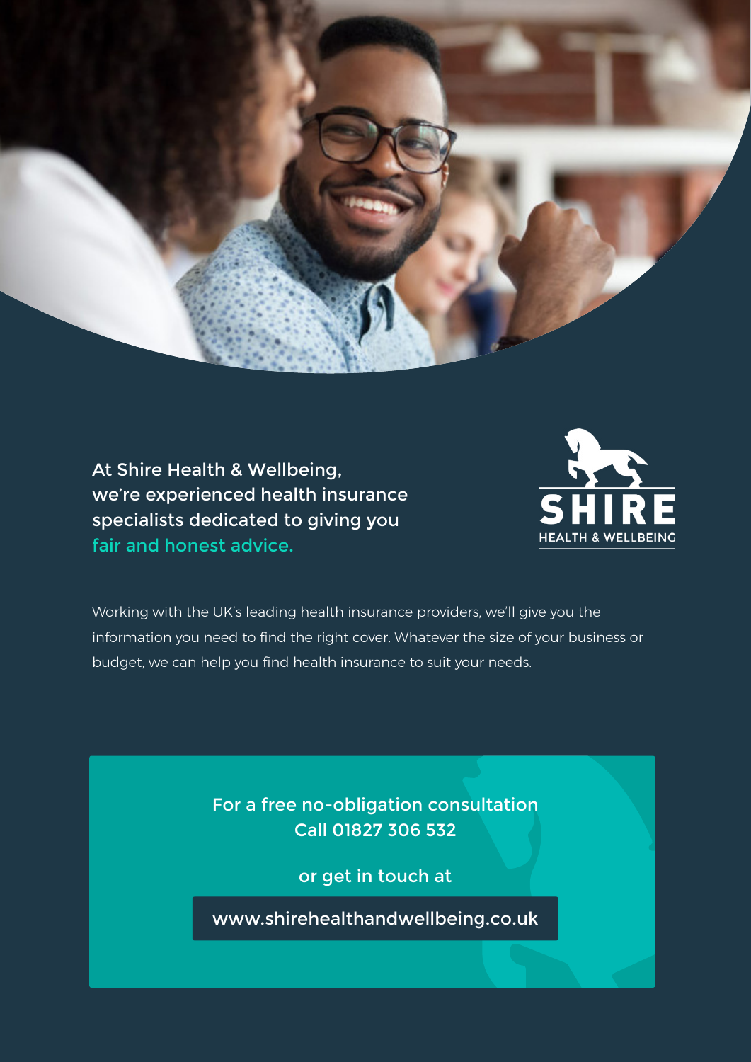At Shire Health & Wellbeing, we're experienced health insurance specialists dedicated to giving you fair and honest advice.

SHIRE
HEALTH & WELLBEING

Working with the UK's leading health insurance providers, we'll give you the information you need to find the right cover. Whatever the size of your business or budget, we can help you find health insurance to suit your needs.

For a free no-obligation consultation
Call 01827 306 532

or get in touch at

www.shirehealthandwellbeing.co.uk